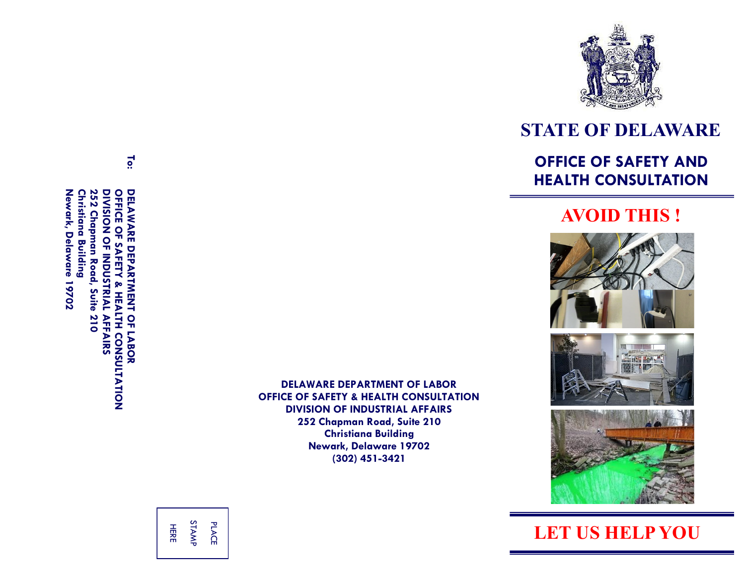To:

DELAWARE DEPARTMENT OF LABOR
OFFICE OF SAFETY & HEALTH CONSULTATION
DIVISION OF INDUSTRIAL AFFAIRS
252 Chapman Road, Suite 210
Christiana Building
Newark, Delaware 19702

PLACE
STAMP
HERE

**DELAWARE DEPARTMENT OF LABOR**
**OFFICE OF SAFETY & HEALTH CONSULTATION**
**DIVISION OF INDUSTRIAL AFFAIRS**
**252 Chapman Road, Suite 210**
**Christiana Building**
**Newark, Delaware 19702**
**(302) 451-3421**

# STATE OF DELAWARE

## OFFICE OF SAFETY AND HEALTH CONSULTATION

## AVOID THIS !

## LET US HELP YOU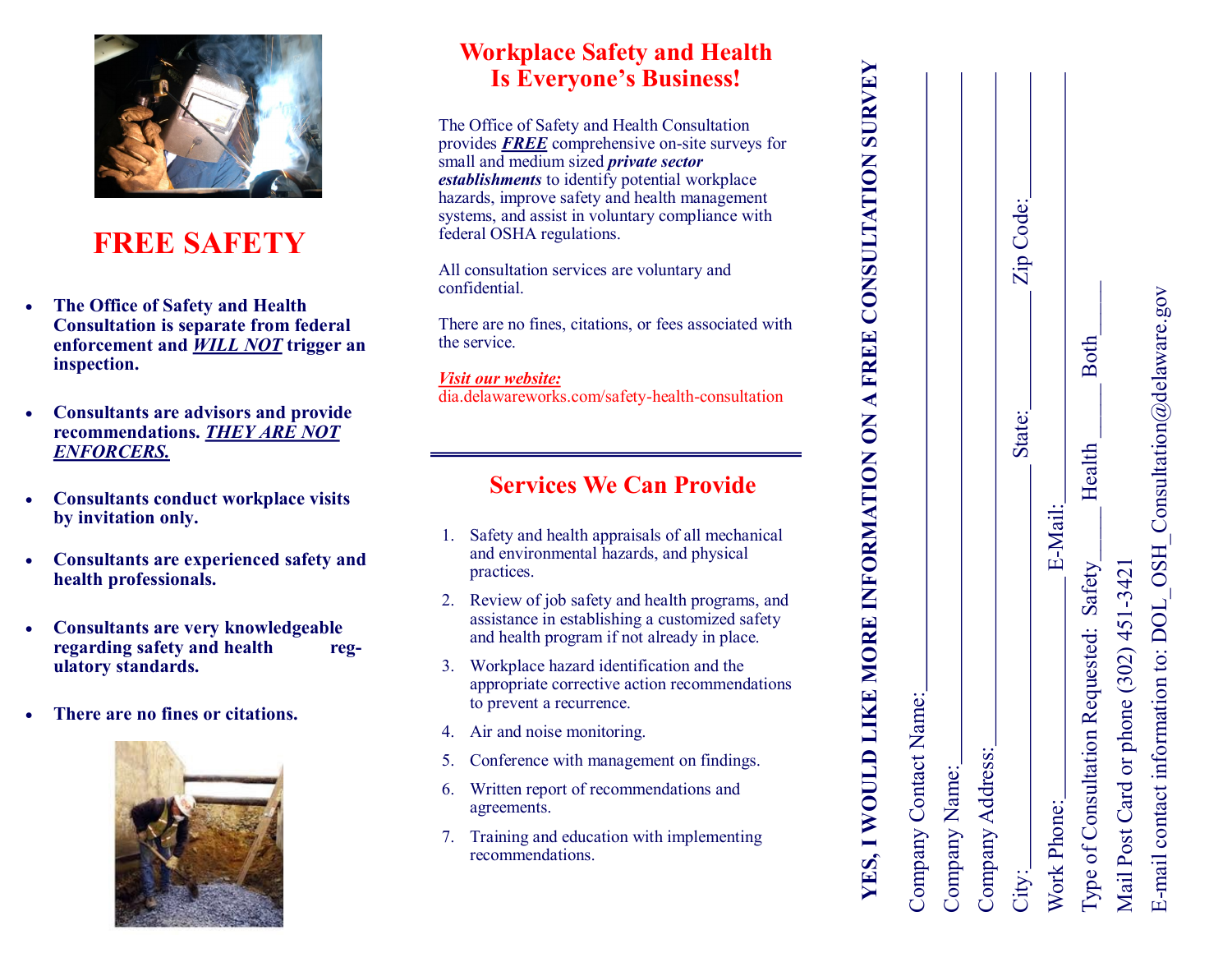# FREE SAFETY

- **The Office of Safety and Health Consultation is separate from federal enforcement and *WILL NOT* trigger an inspection.**
- **Consultants are advisors and provide recommendations. *THEY ARE NOT ENFORCERS.***
- **Consultants conduct workplace visits by invitation only.**
- **Consultants are experienced safety and health professionals.**
- **Consultants are very knowledgeable regarding safety and health regulatory standards.**
- **There are no fines or citations.**

## Workplace Safety and Health Is Everyone's Business!

The Office of Safety and Health Consultation provides ***FREE*** comprehensive on-site surveys for small and medium sized ***private sector establishments*** to identify potential workplace hazards, improve safety and health management systems, and assist in voluntary compliance with federal OSHA regulations.

All consultation services are voluntary and confidential.

There are no fines, citations, or fees associated with the service.

***Visit our website:***
dia.delawareworks.com/safety-health-consultation

## Services We Can Provide

1. Safety and health appraisals of all mechanical and environmental hazards, and physical practices.
2. Review of job safety and health programs, and assistance in establishing a customized safety and health program if not already in place.
3. Workplace hazard identification and the appropriate corrective action recommendations to prevent a recurrence.
4. Air and noise monitoring.
5. Conference with management on findings.
6. Written report of recommendations and agreements.
7. Training and education with implementing recommendations.

## YES, I WOULD LIKE MORE INFORMATION ON A FREE CONSULTATION SURVEY

Company Contact Name:______________________________

Company Name:______________________________

Company Address:______________________________

City:______________ State:__________ Zip Code:__________

Work Phone:______________ E-Mail:______________

Type of Consultation Requested: Safety____ Health____ Both____

Mail Post Card or phone (302) 451-3421

E-mail contact information to: DOL_OSH_Consultation@delaware.gov